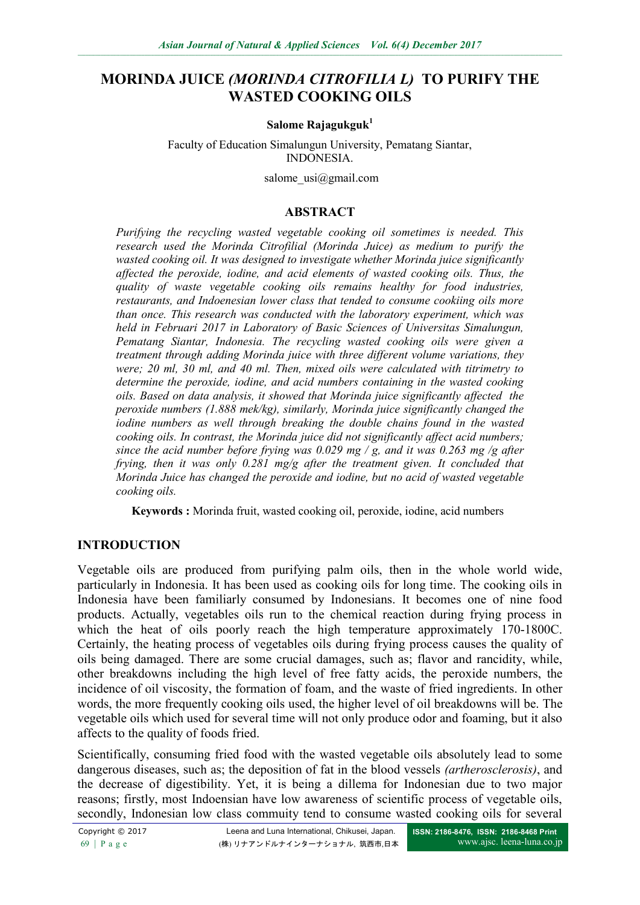# MORINDA JUICE *(MORINDA CITROFILIA L)* TO PURIFY THE WASTED COOKING OILS

**Salome Rajagukguk**[1]

Faculty of Education Simalungun University, Pematang Siantar, INDONESIA.

salome_usi@gmail.com

## ABSTRACT

*Purifying the recycling wasted vegetable cooking oil sometimes is needed. This research used the Morinda Citrofilial (Morinda Juice) as medium to purify the wasted cooking oil. It was designed to investigate whether Morinda juice significantly affected the peroxide, iodine, and acid elements of wasted cooking oils. Thus, the quality of waste vegetable cooking oils remains healthy for food industries, restaurants, and Indoenesian lower class that tended to consume cookiing oils more than once. This research was conducted with the laboratory experiment, which was held in Februari 2017 in Laboratory of Basic Sciences of Universitas Simalungun, Pematang Siantar, Indonesia. The recycling wasted cooking oils were given a treatment through adding Morinda juice with three different volume variations, they were; 20 ml, 30 ml, and 40 ml. Then, mixed oils were calculated with titrimetry to determine the peroxide, iodine, and acid numbers containing in the wasted cooking oils. Based on data analysis, it showed that Morinda juice significantly affected the peroxide numbers (1.888 mek/kg), similarly, Morinda juice significantly changed the iodine numbers as well through breaking the double chains found in the wasted cooking oils. In contrast, the Morinda juice did not significantly affect acid numbers; since the acid number before frying was 0.029 mg / g, and it was 0.263 mg /g after frying, then it was only 0.281 mg/g after the treatment given. It concluded that Morinda Juice has changed the peroxide and iodine, but no acid of wasted vegetable cooking oils.*

**Keywords :** Morinda fruit, wasted cooking oil, peroxide, iodine, acid numbers

## INTRODUCTION

Vegetable oils are produced from purifying palm oils, then in the whole world wide, particularly in Indonesia. It has been used as cooking oils for long time. The cooking oils in Indonesia have been familiarly consumed by Indonesians. It becomes one of nine food products. Actually, vegetables oils run to the chemical reaction during frying process in which the heat of oils poorly reach the high temperature approximately 170-1800C. Certainly, the heating process of vegetables oils during frying process causes the quality of oils being damaged. There are some crucial damages, such as; flavor and rancidity, while, other breakdowns including the high level of free fatty acids, the peroxide numbers, the incidence of oil viscosity, the formation of foam, and the waste of fried ingredients. In other words, the more frequently cooking oils used, the higher level of oil breakdowns will be. The vegetable oils which used for several time will not only produce odor and foaming, but it also affects to the quality of foods fried.

Scientifically, consuming fried food with the wasted vegetable oils absolutely lead to some dangerous diseases, such as; the deposition of fat in the blood vessels *(artherosclerosis)*, and the decrease of digestibility. Yet, it is being a dillema for Indonesian due to two major reasons; firstly, most Indoensian have low awareness of scientific process of vegetable oils, secondly, Indonesian low class commuity tend to consume wasted cooking oils for several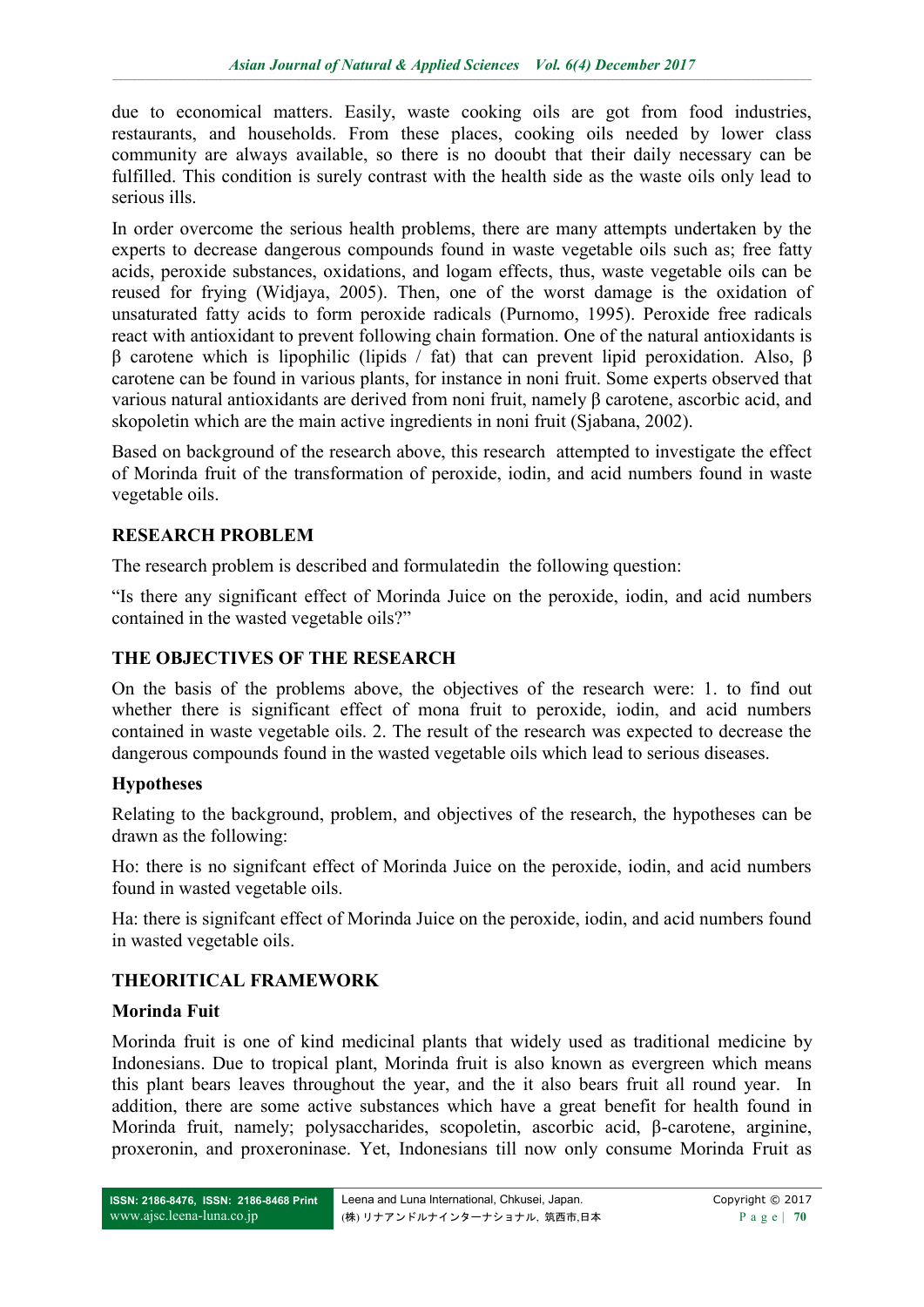due to economical matters. Easily, waste cooking oils are got from food industries, restaurants, and households. From these places, cooking oils needed by lower class community are always available, so there is no dooubt that their daily necessary can be fulfilled. This condition is surely contrast with the health side as the waste oils only lead to serious ills.

In order overcome the serious health problems, there are many attempts undertaken by the experts to decrease dangerous compounds found in waste vegetable oils such as; free fatty acids, peroxide substances, oxidations, and logam effects, thus, waste vegetable oils can be reused for frying (Widjaya, 2005). Then, one of the worst damage is the oxidation of unsaturated fatty acids to form peroxide radicals (Purnomo, 1995). Peroxide free radicals react with antioxidant to prevent following chain formation. One of the natural antioxidants is β carotene which is lipophilic (lipids / fat) that can prevent lipid peroxidation. Also, β carotene can be found in various plants, for instance in noni fruit. Some experts observed that various natural antioxidants are derived from noni fruit, namely β carotene, ascorbic acid, and skopoletin which are the main active ingredients in noni fruit (Sjabana, 2002).

Based on background of the research above, this research attempted to investigate the effect of Morinda fruit of the transformation of peroxide, iodin, and acid numbers found in waste vegetable oils.

## RESEARCH PROBLEM

The research problem is described and formulatedin the following question:

"Is there any significant effect of Morinda Juice on the peroxide, iodin, and acid numbers contained in the wasted vegetable oils?"

## THE OBJECTIVES OF THE RESEARCH

On the basis of the problems above, the objectives of the research were: 1. to find out whether there is significant effect of mona fruit to peroxide, iodin, and acid numbers contained in waste vegetable oils. 2. The result of the research was expected to decrease the dangerous compounds found in the wasted vegetable oils which lead to serious diseases.

### Hypotheses

Relating to the background, problem, and objectives of the research, the hypotheses can be drawn as the following:

Ho: there is no signifcant effect of Morinda Juice on the peroxide, iodin, and acid numbers found in wasted vegetable oils.

Ha: there is signifcant effect of Morinda Juice on the peroxide, iodin, and acid numbers found in wasted vegetable oils.

## THEORITICAL FRAMEWORK

### Morinda Fuit

Morinda fruit is one of kind medicinal plants that widely used as traditional medicine by Indonesians. Due to tropical plant, Morinda fruit is also known as evergreen which means this plant bears leaves throughout the year, and the it also bears fruit all round year. In addition, there are some active substances which have a great benefit for health found in Morinda fruit, namely; polysaccharides, scopoletin, ascorbic acid, β-carotene, arginine, proxeronin, and proxeroninase. Yet, Indonesians till now only consume Morinda Fruit as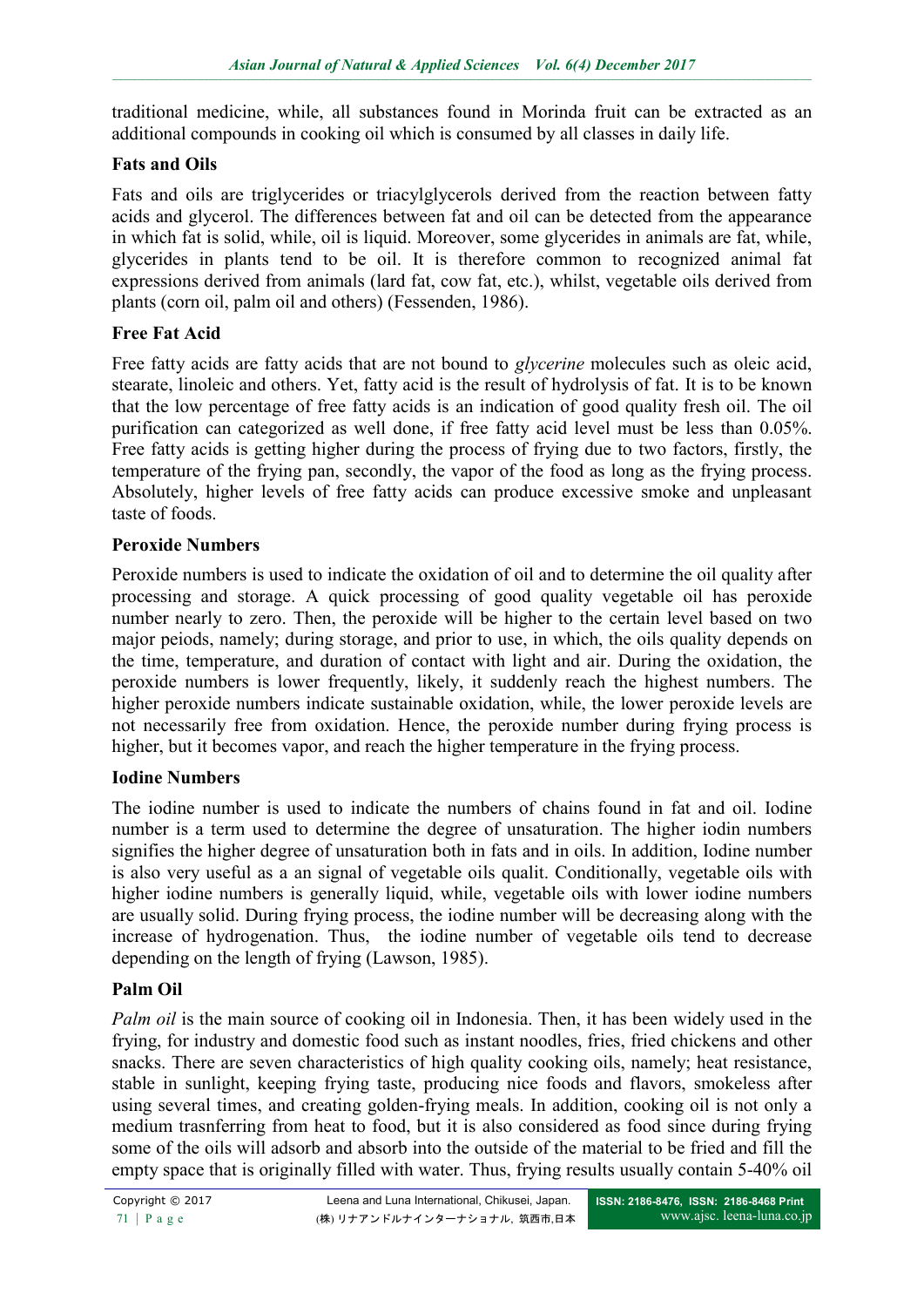traditional medicine, while, all substances found in Morinda fruit can be extracted as an additional compounds in cooking oil which is consumed by all classes in daily life.

## Fats and Oils

Fats and oils are triglycerides or triacylglycerols derived from the reaction between fatty acids and glycerol. The differences between fat and oil can be detected from the appearance in which fat is solid, while, oil is liquid. Moreover, some glycerides in animals are fat, while, glycerides in plants tend to be oil. It is therefore common to recognized animal fat expressions derived from animals (lard fat, cow fat, etc.), whilst, vegetable oils derived from plants (corn oil, palm oil and others) (Fessenden, 1986).

## Free Fat Acid

Free fatty acids are fatty acids that are not bound to *glycerine* molecules such as oleic acid, stearate, linoleic and others. Yet, fatty acid is the result of hydrolysis of fat. It is to be known that the low percentage of free fatty acids is an indication of good quality fresh oil. The oil purification can categorized as well done, if free fatty acid level must be less than 0.05%. Free fatty acids is getting higher during the process of frying due to two factors, firstly, the temperature of the frying pan, secondly, the vapor of the food as long as the frying process. Absolutely, higher levels of free fatty acids can produce excessive smoke and unpleasant taste of foods.

## Peroxide Numbers

Peroxide numbers is used to indicate the oxidation of oil and to determine the oil quality after processing and storage. A quick processing of good quality vegetable oil has peroxide number nearly to zero. Then, the peroxide will be higher to the certain level based on two major peiods, namely; during storage, and prior to use, in which, the oils quality depends on the time, temperature, and duration of contact with light and air. During the oxidation, the peroxide numbers is lower frequently, likely, it suddenly reach the highest numbers. The higher peroxide numbers indicate sustainable oxidation, while, the lower peroxide levels are not necessarily free from oxidation. Hence, the peroxide number during frying process is higher, but it becomes vapor, and reach the higher temperature in the frying process.

## Iodine Numbers

The iodine number is used to indicate the numbers of chains found in fat and oil. Iodine number is a term used to determine the degree of unsaturation. The higher iodin numbers signifies the higher degree of unsaturation both in fats and in oils. In addition, Iodine number is also very useful as a an signal of vegetable oils qualit. Conditionally, vegetable oils with higher iodine numbers is generally liquid, while, vegetable oils with lower iodine numbers are usually solid. During frying process, the iodine number will be decreasing along with the increase of hydrogenation. Thus, the iodine number of vegetable oils tend to decrease depending on the length of frying (Lawson, 1985).

## Palm Oil

*Palm oil* is the main source of cooking oil in Indonesia. Then, it has been widely used in the frying, for industry and domestic food such as instant noodles, fries, fried chickens and other snacks. There are seven characteristics of high quality cooking oils, namely; heat resistance, stable in sunlight, keeping frying taste, producing nice foods and flavors, smokeless after using several times, and creating golden-frying meals. In addition, cooking oil is not only a medium trasnferring from heat to food, but it is also considered as food since during frying some of the oils will adsorb and absorb into the outside of the material to be fried and fill the empty space that is originally filled with water. Thus, frying results usually contain 5-40% oil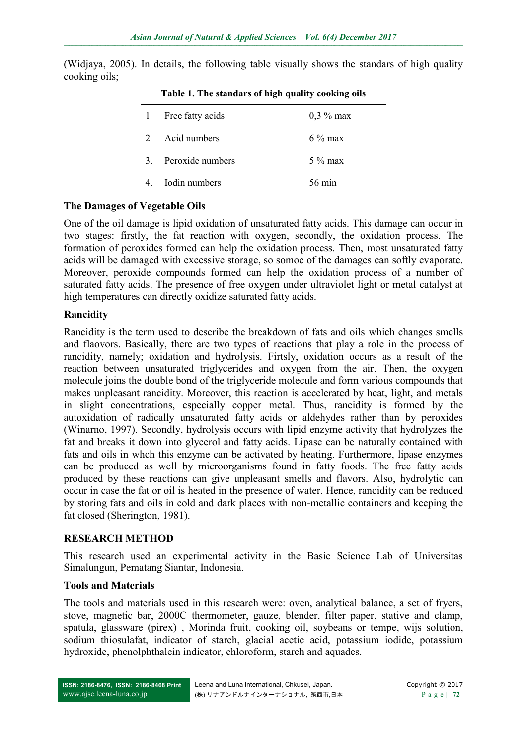(Widjaya, 2005). In details, the following table visually shows the standars of high quality cooking oils;

**Table 1. The standars of high quality cooking oils**

| | | |
|---|---|---|
| 1 | Free fatty acids | 0,3 % max |
| 2 | Acid numbers | 6 % max |
| 3. | Peroxide numbers | 5 % max |
| 4. | Iodin numbers | 56 min |

### The Damages of Vegetable Oils

One of the oil damage is lipid oxidation of unsaturated fatty acids. This damage can occur in two stages: firstly, the fat reaction with oxygen, secondly, the oxidation process. The formation of peroxides formed can help the oxidation process. Then, most unsaturated fatty acids will be damaged with excessive storage, so somoe of the damages can softly evaporate. Moreover, peroxide compounds formed can help the oxidation process of a number of saturated fatty acids. The presence of free oxygen under ultraviolet light or metal catalyst at high temperatures can directly oxidize saturated fatty acids.

### Rancidity

Rancidity is the term used to describe the breakdown of fats and oils which changes smells and flaovors. Basically, there are two types of reactions that play a role in the process of rancidity, namely; oxidation and hydrolysis. Firstly, oxidation occurs as a result of the reaction between unsaturated triglycerides and oxygen from the air. Then, the oxygen molecule joins the double bond of the triglyceride molecule and form various compounds that makes unpleasant rancidity. Moreover, this reaction is accelerated by heat, light, and metals in slight concentrations, especially copper metal. Thus, rancidity is formed by the autoxidation of radically unsaturated fatty acids or aldehydes rather than by peroxides (Winarno, 1997). Secondly, hydrolysis occurs with lipid enzyme activity that hydrolyzes the fat and breaks it down into glycerol and fatty acids. Lipase can be naturally contained with fats and oils in whch this enzyme can be activated by heating. Furthermore, lipase enzymes can be produced as well by microorganisms found in fatty foods. The free fatty acids produced by these reactions can give unpleasant smells and flavors. Also, hydrolytic can occur in case the fat or oil is heated in the presence of water. Hence, rancidity can be reduced by storing fats and oils in cold and dark places with non-metallic containers and keeping the fat closed (Sherington, 1981).

## RESEARCH METHOD

This research used an experimental activity in the Basic Science Lab of Universitas Simalungun, Pematang Siantar, Indonesia.

### Tools and Materials

The tools and materials used in this research were: oven, analytical balance, a set of fryers, stove, magnetic bar, 2000C thermometer, gauze, blender, filter paper, stative and clamp, spatula, glassware (pirex) , Morinda fruit, cooking oil, soybeans or tempe, wijs solution, sodium thiosulafat, indicator of starch, glacial acetic acid, potassium iodide, potassium hydroxide, phenolphthalein indicator, chloroform, starch and aquades.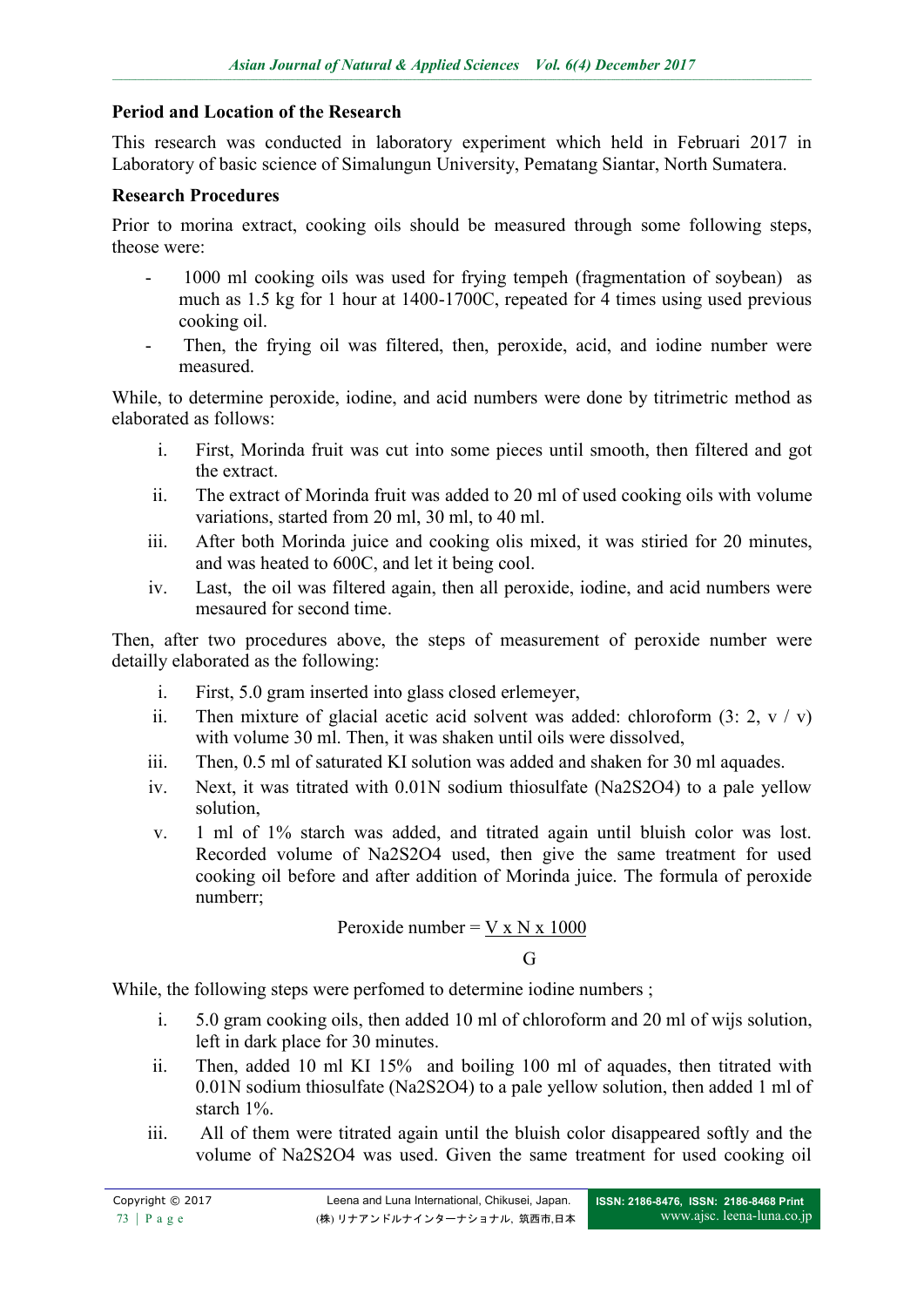**Period and Location of the Research**

This research was conducted in laboratory experiment which held in Februari 2017 in Laboratory of basic science of Simalungun University, Pematang Siantar, North Sumatera.

**Research Procedures**

Prior to morina extract, cooking oils should be measured through some following steps, theose were:

- 1000 ml cooking oils was used for frying tempeh (fragmentation of soybean) as much as 1.5 kg for 1 hour at 1400-1700C, repeated for 4 times using used previous cooking oil.
- Then, the frying oil was filtered, then, peroxide, acid, and iodine number were measured.

While, to determine peroxide, iodine, and acid numbers were done by titrimetric method as elaborated as follows:

i. First, Morinda fruit was cut into some pieces until smooth, then filtered and got the extract.
ii. The extract of Morinda fruit was added to 20 ml of used cooking oils with volume variations, started from 20 ml, 30 ml, to 40 ml.
iii. After both Morinda juice and cooking olis mixed, it was stiried for 20 minutes, and was heated to 600C, and let it being cool.
iv. Last, the oil was filtered again, then all peroxide, iodine, and acid numbers were mesaured for second time.

Then, after two procedures above, the steps of measurement of peroxide number were detailly elaborated as the following:

i. First, 5.0 gram inserted into glass closed erlemeyer,
ii. Then mixture of glacial acetic acid solvent was added: chloroform (3: 2, v / v) with volume 30 ml. Then, it was shaken until oils were dissolved,
iii. Then, 0.5 ml of saturated KI solution was added and shaken for 30 ml aquades.
iv. Next, it was titrated with 0.01N sodium thiosulfate ($Na_2S_2O_4$) to a pale yellow solution,
v. 1 ml of 1% starch was added, and titrated again until bluish color was lost. Recorded volume of $Na_2S_2O_4$ used, then give the same treatment for used cooking oil before and after addition of Morinda juice. The formula of peroxide numberr;

$$\text{Peroxide number} = \frac{V \times N \times 1000}{G}$$

While, the following steps were perfomed to determine iodine numbers ;

i. 5.0 gram cooking oils, then added 10 ml of chloroform and 20 ml of wijs solution, left in dark place for 30 minutes.
ii. Then, added 10 ml KI 15% and boiling 100 ml of aquades, then titrated with 0.01N sodium thiosulfate ($Na_2S_2O_4$) to a pale yellow solution, then added 1 ml of starch 1%.
iii. All of them were titrated again until the bluish color disappeared softly and the volume of $Na_2S_2O_4$ was used. Given the same treatment for used cooking oil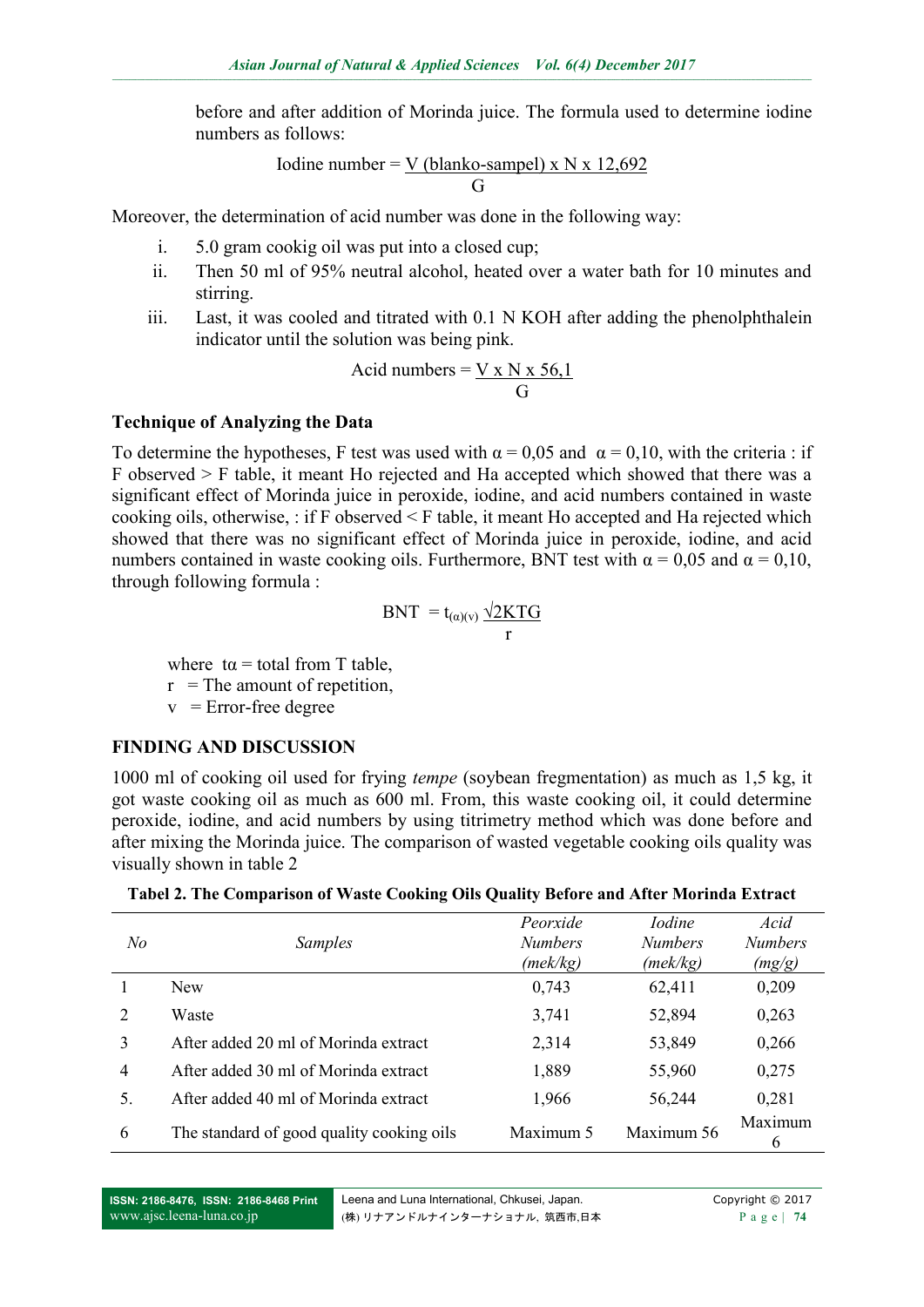before and after addition of Morinda juice. The formula used to determine iodine numbers as follows:

$$\text{Iodine number} = \frac{V\ (\text{blanko-sampel}) \times N \times 12{,}692}{G}$$

Moreover, the determination of acid number was done in the following way:

i. 5.0 gram cookig oil was put into a closed cup;
ii. Then 50 ml of 95% neutral alcohol, heated over a water bath for 10 minutes and stirring.
iii. Last, it was cooled and titrated with 0.1 N KOH after adding the phenolphthalein indicator until the solution was being pink.

$$\text{Acid numbers} = \frac{V \times N \times 56{,}1}{G}$$

### Technique of Analyzing the Data

To determine the hypotheses, F test was used with $\alpha = 0{,}05$ and $\alpha = 0{,}10$, with the criteria : if F observed > F table, it meant Ho rejected and Ha accepted which showed that there was a significant effect of Morinda juice in peroxide, iodine, and acid numbers contained in waste cooking oils, otherwise, : if F observed < F table, it meant Ho accepted and Ha rejected which showed that there was no significant effect of Morinda juice in peroxide, iodine, and acid numbers contained in waste cooking oils. Furthermore, BNT test with $\alpha = 0{,}05$ and $\alpha = 0{,}10$, through following formula :

$$BNT = t_{(\alpha)(v)} \frac{\sqrt{2KTG}}{r}$$

where $t\alpha$ = total from T table,
r = The amount of repetition,
v = Error-free degree

## FINDING AND DISCUSSION

1000 ml of cooking oil used for frying *tempe* (soybean fregmentation) as much as 1,5 kg, it got waste cooking oil as much as 600 ml. From, this waste cooking oil, it could determine peroxide, iodine, and acid numbers by using titrimetry method which was done before and after mixing the Morinda juice. The comparison of wasted vegetable cooking oils quality was visually shown in table 2

**Tabel 2. The Comparison of Waste Cooking Oils Quality Before and After Morinda Extract**

| *No* | *Samples* | *Peorxide Numbers (mek/kg)* | *Iodine Numbers (mek/kg)* | *Acid Numbers (mg/g)* |
|---|---|---|---|---|
| 1 | New | 0,743 | 62,411 | 0,209 |
| 2 | Waste | 3,741 | 52,894 | 0,263 |
| 3 | After added 20 ml of Morinda extract | 2,314 | 53,849 | 0,266 |
| 4 | After added 30 ml of Morinda extract | 1,889 | 55,960 | 0,275 |
| 5. | After added 40 ml of Morinda extract | 1,966 | 56,244 | 0,281 |
| 6 | The standard of good quality cooking oils | Maximum 5 | Maximum 56 | Maximum 6 |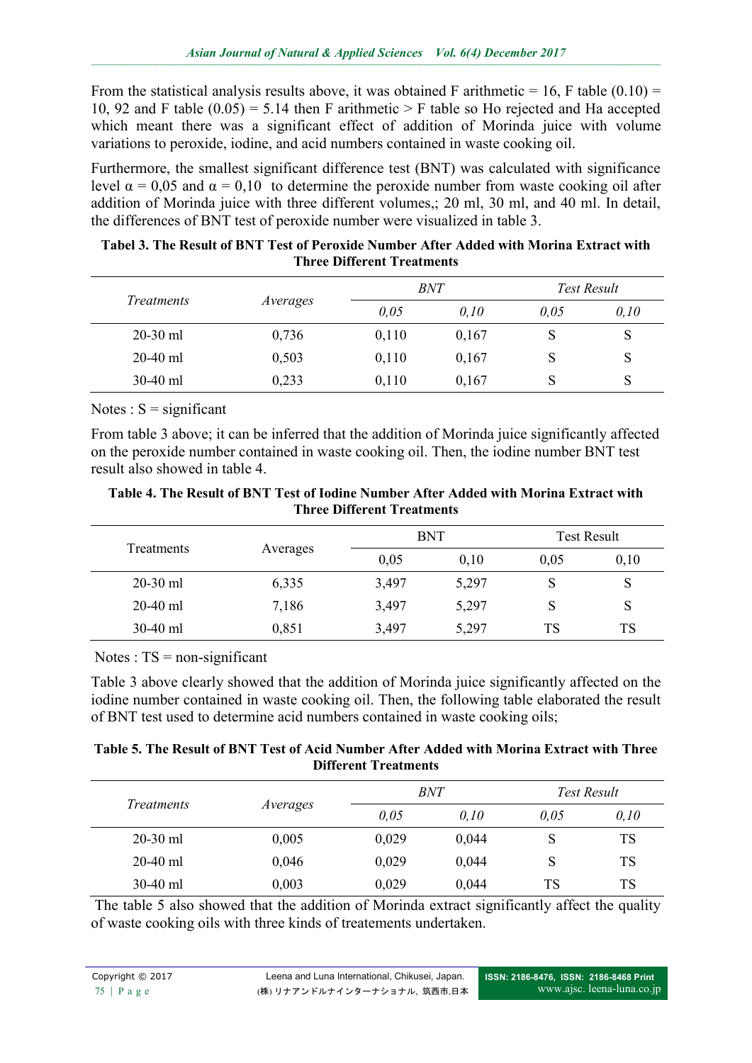From the statistical analysis results above, it was obtained F arithmetic = 16, F table (0.10) = 10, 92 and F table (0.05) = 5.14 then F arithmetic > F table so Ho rejected and Ha accepted which meant there was a significant effect of addition of Morinda juice with volume variations to peroxide, iodine, and acid numbers contained in waste cooking oil.

Furthermore, the smallest significant difference test (BNT) was calculated with significance level $\alpha$ = 0,05 and $\alpha$ = 0,10 to determine the peroxide number from waste cooking oil after addition of Morinda juice with three different volumes,; 20 ml, 30 ml, and 40 ml. In detail, the differences of BNT test of peroxide number were visualized in table 3.

**Tabel 3. The Result of BNT Test of Peroxide Number After Added with Morina Extract with Three Different Treatments**

| *Treatments* | *Averages* | *BNT* | | *Test Result* | |
|---|---|---|---|---|---|
| | | *0,05* | *0,10* | *0,05* | *0,10* |
| 20-30 ml | 0,736 | 0,110 | 0,167 | S | S |
| 20-40 ml | 0,503 | 0,110 | 0,167 | S | S |
| 30-40 ml | 0,233 | 0,110 | 0,167 | S | S |

Notes : S = significant

From table 3 above; it can be inferred that the addition of Morinda juice significantly affected on the peroxide number contained in waste cooking oil. Then, the iodine number BNT test result also showed in table 4.

**Table 4. The Result of BNT Test of Iodine Number After Added with Morina Extract with Three Different Treatments**

| Treatments | Averages | BNT | | Test Result | |
|---|---|---|---|---|---|
| | | 0,05 | 0,10 | 0,05 | 0,10 |
| 20-30 ml | 6,335 | 3,497 | 5,297 | S | S |
| 20-40 ml | 7,186 | 3,497 | 5,297 | S | S |
| 30-40 ml | 0,851 | 3,497 | 5,297 | TS | TS |

Notes : TS = non-significant

Table 3 above clearly showed that the addition of Morinda juice significantly affected on the iodine number contained in waste cooking oil. Then, the following table elaborated the result of BNT test used to determine acid numbers contained in waste cooking oils;

**Table 5. The Result of BNT Test of Acid Number After Added with Morina Extract with Three Different Treatments**

| *Treatments* | *Averages* | *BNT* | | *Test Result* | |
|---|---|---|---|---|---|
| | | *0,05* | *0,10* | *0,05* | *0,10* |
| 20-30 ml | 0,005 | 0,029 | 0,044 | S | TS |
| 20-40 ml | 0,046 | 0,029 | 0,044 | S | TS |
| 30-40 ml | 0,003 | 0,029 | 0,044 | TS | TS |

The table 5 also showed that the addition of Morinda extract significantly affect the quality of waste cooking oils with three kinds of treatements undertaken.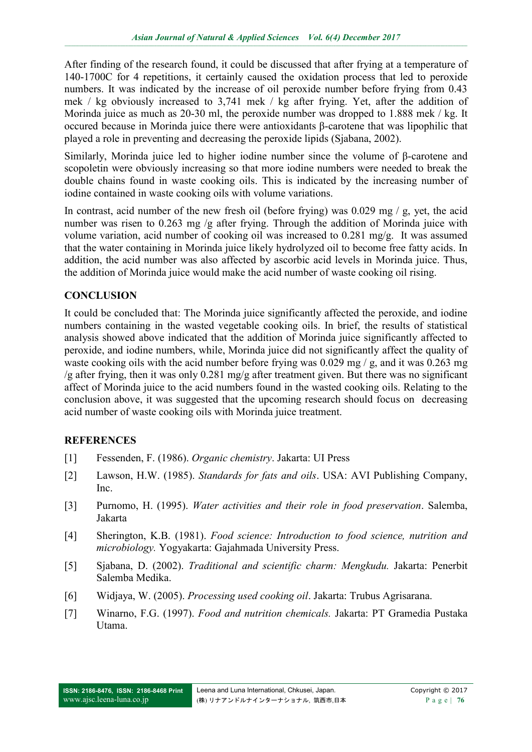After finding of the research found, it could be discussed that after frying at a temperature of 140-1700C for 4 repetitions, it certainly caused the oxidation process that led to peroxide numbers. It was indicated by the increase of oil peroxide number before frying from 0.43 mek / kg obviously increased to 3,741 mek / kg after frying. Yet, after the addition of Morinda juice as much as 20-30 ml, the peroxide number was dropped to 1.888 mek / kg. It occured because in Morinda juice there were antioxidants β-carotene that was lipophilic that played a role in preventing and decreasing the peroxide lipids (Sjabana, 2002).

Similarly, Morinda juice led to higher iodine number since the volume of β-carotene and scopoletin were obviously increasing so that more iodine numbers were needed to break the double chains found in waste cooking oils. This is indicated by the increasing number of iodine contained in waste cooking oils with volume variations.

In contrast, acid number of the new fresh oil (before frying) was 0.029 mg / g, yet, the acid number was risen to 0.263 mg /g after frying. Through the addition of Morinda juice with volume variation, acid number of cooking oil was increased to 0.281 mg/g. It was assumed that the water containing in Morinda juice likely hydrolyzed oil to become free fatty acids. In addition, the acid number was also affected by ascorbic acid levels in Morinda juice. Thus, the addition of Morinda juice would make the acid number of waste cooking oil rising.

## CONCLUSION

It could be concluded that: The Morinda juice significantly affected the peroxide, and iodine numbers containing in the wasted vegetable cooking oils. In brief, the results of statistical analysis showed above indicated that the addition of Morinda juice significantly affected to peroxide, and iodine numbers, while, Morinda juice did not significantly affect the quality of waste cooking oils with the acid number before frying was 0.029 mg / g, and it was 0.263 mg /g after frying, then it was only 0.281 mg/g after treatment given. But there was no significant affect of Morinda juice to the acid numbers found in the wasted cooking oils. Relating to the conclusion above, it was suggested that the upcoming research should focus on decreasing acid number of waste cooking oils with Morinda juice treatment.

## REFERENCES

[1] Fessenden, F. (1986). *Organic chemistry*. Jakarta: UI Press

[2] Lawson, H.W. (1985). *Standards for fats and oils*. USA: AVI Publishing Company, Inc.

[3] Purnomo, H. (1995). *Water activities and their role in food preservation*. Salemba, Jakarta

[4] Sherington, K.B. (1981). *Food science: Introduction to food science, nutrition and microbiology.* Yogyakarta: Gajahmada University Press.

[5] Sjabana, D. (2002). *Traditional and scientific charm: Mengkudu.* Jakarta: Penerbit Salemba Medika.

[6] Widjaya, W. (2005). *Processing used cooking oil*. Jakarta: Trubus Agrisarana.

[7] Winarno, F.G. (1997). *Food and nutrition chemicals.* Jakarta: PT Gramedia Pustaka Utama.